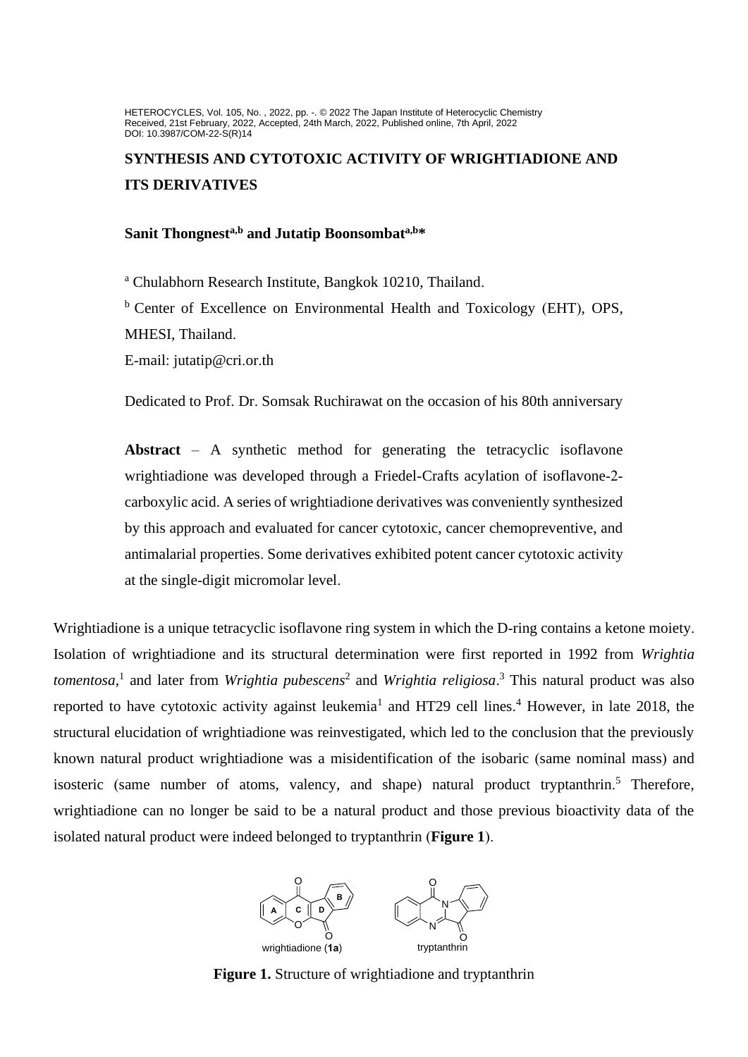HETEROCYCLES, Vol. 105, No. , 2022, pp. -. © 2022 The Japan Institute of Heterocyclic Chemistry
Received, 21st February, 2022, Accepted, 24th March, 2022, Published online, 7th April, 2022
DOI: 10.3987/COM-22-S(R)14

# SYNTHESIS AND CYTOTOXIC ACTIVITY OF WRIGHTIADIONE AND ITS DERIVATIVES

**Sanit Thongnest[a,b] and Jutatip Boonsombat[a,b]***

[a] Chulabhorn Research Institute, Bangkok 10210, Thailand.

[b] Center of Excellence on Environmental Health and Toxicology (EHT), OPS, MHESI, Thailand.

E-mail: jutatip@cri.or.th

Dedicated to Prof. Dr. Somsak Ruchirawat on the occasion of his 80th anniversary

**Abstract** – A synthetic method for generating the tetracyclic isoflavone wrightiadione was developed through a Friedel-Crafts acylation of isoflavone-2-carboxylic acid. A series of wrightiadione derivatives was conveniently synthesized by this approach and evaluated for cancer cytotoxic, cancer chemopreventive, and antimalarial properties. Some derivatives exhibited potent cancer cytotoxic activity at the single-digit micromolar level.

Wrightiadione is a unique tetracyclic isoflavone ring system in which the D-ring contains a ketone moiety. Isolation of wrightiadione and its structural determination were first reported in 1992 from *Wrightia tomentosa*,[1] and later from *Wrightia pubescens*[2] and *Wrightia religiosa*.[3] This natural product was also reported to have cytotoxic activity against leukemia[1] and HT29 cell lines.[4] However, in late 2018, the structural elucidation of wrightiadione was reinvestigated, which led to the conclusion that the previously known natural product wrightiadione was a misidentification of the isobaric (same nominal mass) and isosteric (same number of atoms, valency, and shape) natural product tryptanthrin.[5] Therefore, wrightiadione can no longer be said to be a natural product and those previous bioactivity data of the isolated natural product were indeed belonged to tryptanthrin (**Figure 1**).

wrightiadione (**1a**) tryptanthrin

**Figure 1.** Structure of wrightiadione and tryptanthrin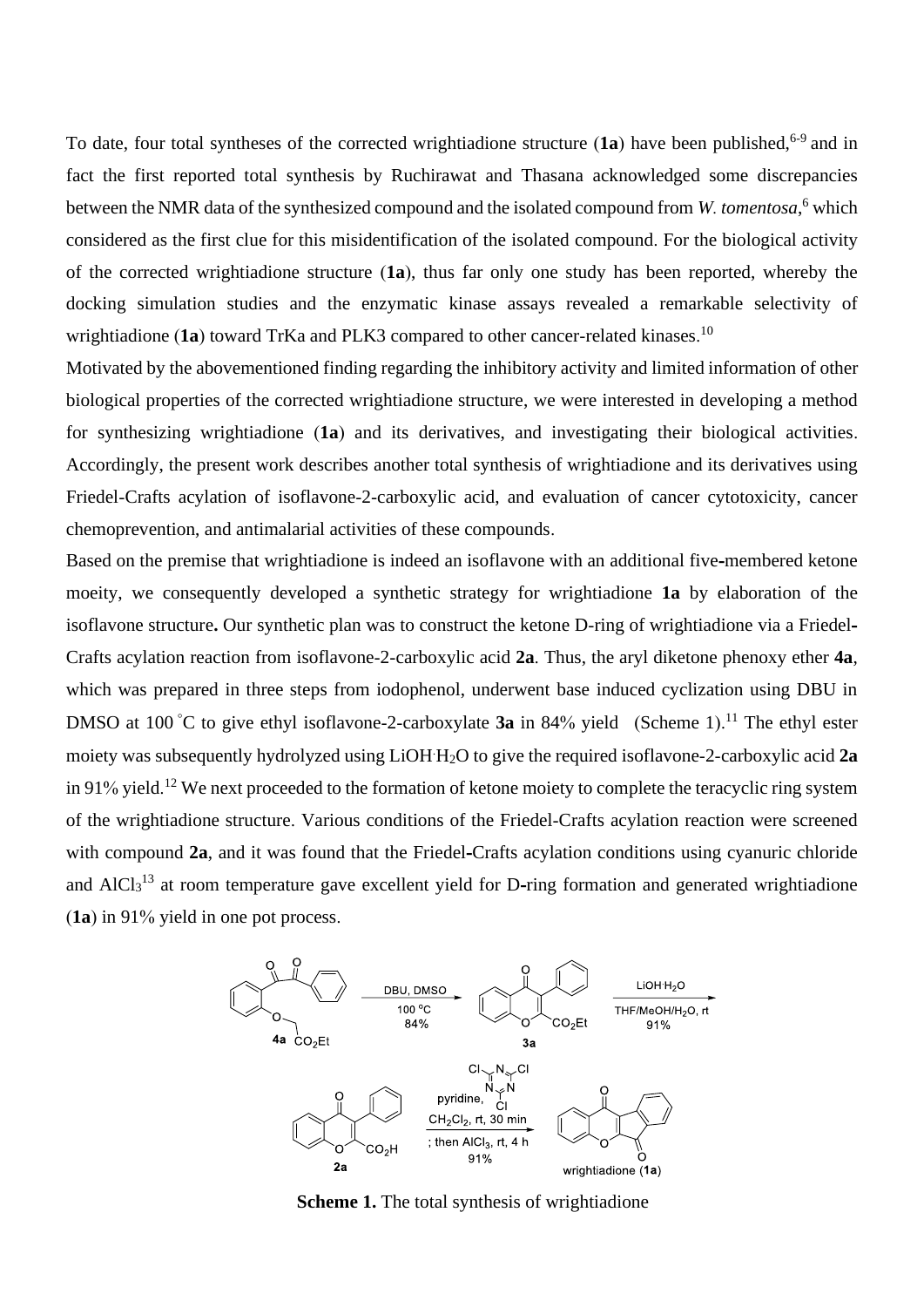To date, four total syntheses of the corrected wrightiadione structure (**1a**) have been published,[6-9] and in fact the first reported total synthesis by Ruchirawat and Thasana acknowledged some discrepancies between the NMR data of the synthesized compound and the isolated compound from *W. tomentosa*,[6] which considered as the first clue for this misidentification of the isolated compound. For the biological activity of the corrected wrightiadione structure (**1a**), thus far only one study has been reported, whereby the docking simulation studies and the enzymatic kinase assays revealed a remarkable selectivity of wrightiadione (**1a**) toward TrKa and PLK3 compared to other cancer-related kinases.[10]

Motivated by the abovementioned finding regarding the inhibitory activity and limited information of other biological properties of the corrected wrightiadione structure, we were interested in developing a method for synthesizing wrightiadione (**1a**) and its derivatives, and investigating their biological activities. Accordingly, the present work describes another total synthesis of wrightiadione and its derivatives using Friedel-Crafts acylation of isoflavone-2-carboxylic acid, and evaluation of cancer cytotoxicity, cancer chemoprevention, and antimalarial activities of these compounds.

Based on the premise that wrightiadione is indeed an isoflavone with an additional five-membered ketone moeity, we consequently developed a synthetic strategy for wrightiadione **1a** by elaboration of the isoflavone structure**.** Our synthetic plan was to construct the ketone D-ring of wrightiadione via a Friedel-Crafts acylation reaction from isoflavone-2-carboxylic acid **2a**. Thus, the aryl diketone phenoxy ether **4a**, which was prepared in three steps from iodophenol, underwent base induced cyclization using DBU in DMSO at 100 °C to give ethyl isoflavone-2-carboxylate **3a** in 84% yield (Scheme 1).[11] The ethyl ester moiety was subsequently hydrolyzed using $LiOH \cdot H_2O$ to give the required isoflavone-2-carboxylic acid **2a** in 91% yield.[12] We next proceeded to the formation of ketone moiety to complete the teracyclic ring system of the wrightiadione structure. Various conditions of the Friedel-Crafts acylation reaction were screened with compound **2a**, and it was found that the Friedel-Crafts acylation conditions using cyanuric chloride and $AlCl_3$[13] at room temperature gave excellent yield for D-ring formation and generated wrightiadione (**1a**) in 91% yield in one pot process.

4a → (DBU, DMSO, 100 °C, 84%) → 3a → ($LiOH \cdot H_2O$, THF/MeOH/$H_2O$, rt, 91%) → 2a → (cyanuric chloride, pyridine, $CH_2Cl_2$, rt, 30 min; then $AlCl_3$, rt, 4 h, 91%) → wrightiadione (1a)

**Scheme 1.** The total synthesis of wrightiadione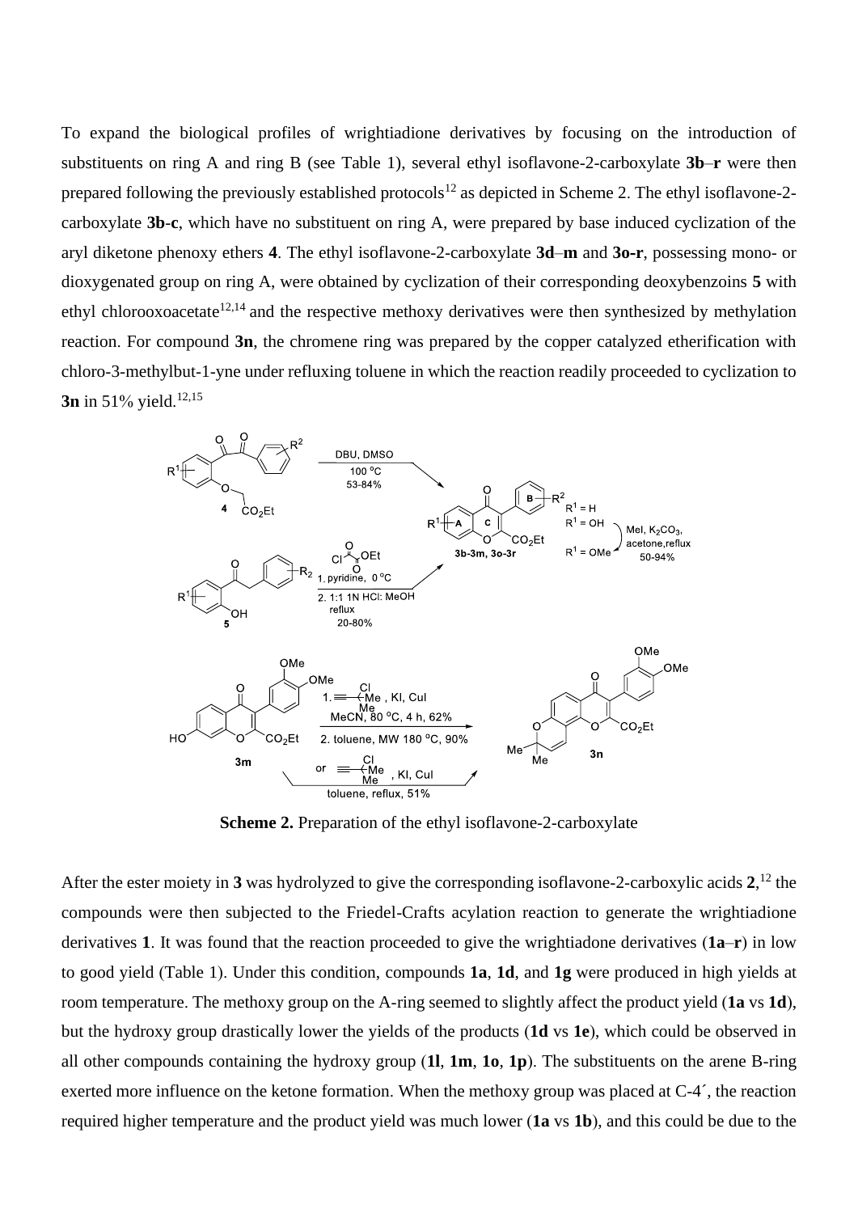To expand the biological profiles of wrightiadione derivatives by focusing on the introduction of substituents on ring A and ring B (see Table 1), several ethyl isoflavone-2-carboxylate **3b**–**r** were then prepared following the previously established protocols[12] as depicted in Scheme 2. The ethyl isoflavone-2-carboxylate **3b-c**, which have no substituent on ring A, were prepared by base induced cyclization of the aryl diketone phenoxy ethers **4**. The ethyl isoflavone-2-carboxylate **3d**–**m** and **3o-r**, possessing mono- or dioxygenated group on ring A, were obtained by cyclization of their corresponding deoxybenzoins **5** with ethyl chlorooxoacetate[12,14] and the respective methoxy derivatives were then synthesized by methylation reaction. For compound **3n**, the chromene ring was prepared by the copper catalyzed etherification with chloro-3-methylbut-1-yne under refluxing toluene in which the reaction readily proceeded to cyclization to **3n** in 51% yield.[12,15]

**Scheme 2.** Preparation of the ethyl isoflavone-2-carboxylate

After the ester moiety in **3** was hydrolyzed to give the corresponding isoflavone-2-carboxylic acids **2**,[12] the compounds were then subjected to the Friedel-Crafts acylation reaction to generate the wrightiadione derivatives **1**. It was found that the reaction proceeded to give the wrightiadone derivatives (**1a**–**r**) in low to good yield (Table 1). Under this condition, compounds **1a**, **1d**, and **1g** were produced in high yields at room temperature. The methoxy group on the A-ring seemed to slightly affect the product yield (**1a** vs **1d**), but the hydroxy group drastically lower the yields of the products (**1d** vs **1e**), which could be observed in all other compounds containing the hydroxy group (**1l**, **1m**, **1o**, **1p**). The substituents on the arene B-ring exerted more influence on the ketone formation. When the methoxy group was placed at C-4´, the reaction required higher temperature and the product yield was much lower (**1a** vs **1b**), and this could be due to the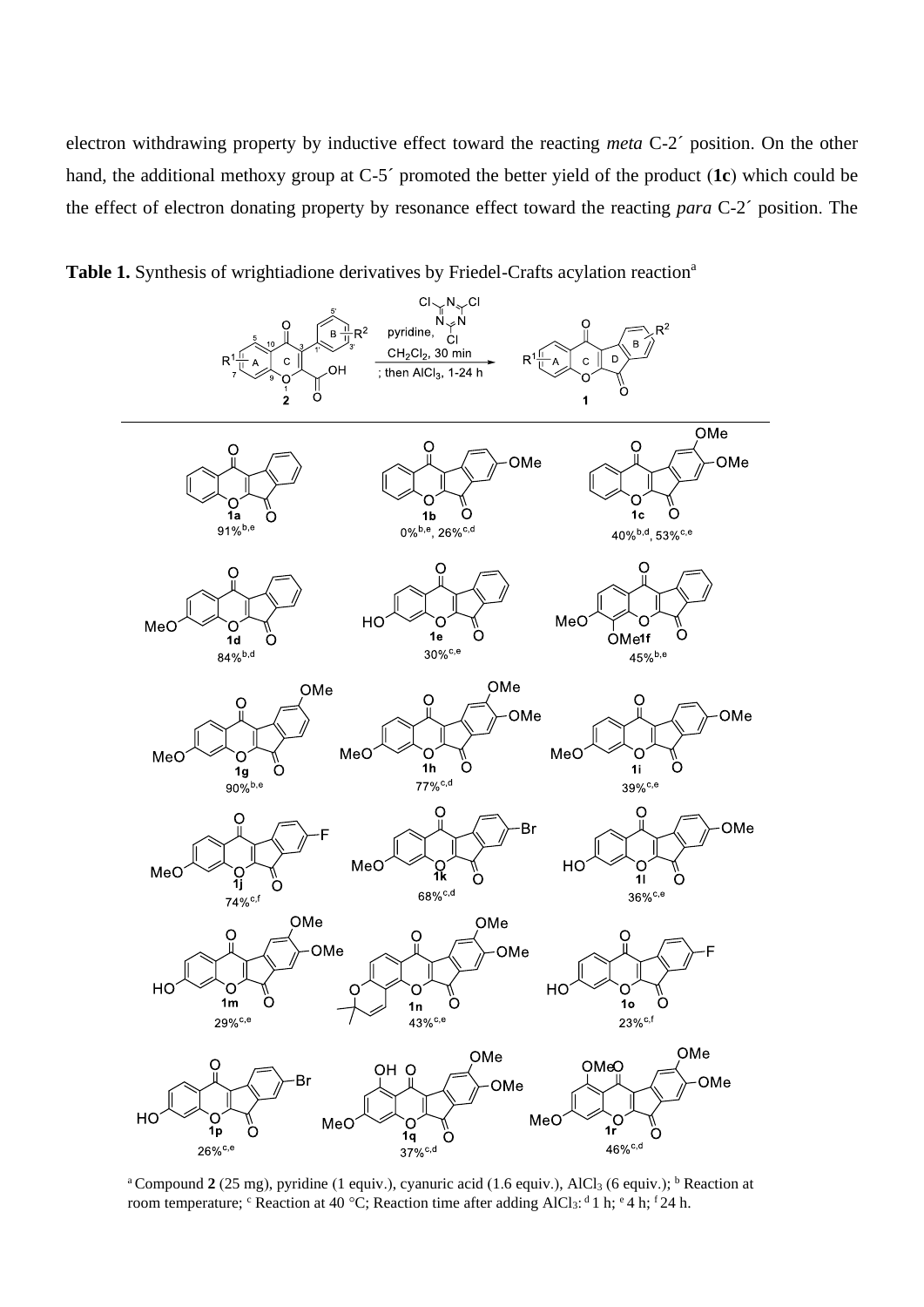electron withdrawing property by inductive effect toward the reacting *meta* C-2´ position. On the other hand, the additional methoxy group at C-5´ promoted the better yield of the product (**1c**) which could be the effect of electron donating property by resonance effect toward the reacting *para* C-2´ position. The

**Table 1.** Synthesis of wrightiadione derivatives by Friedel-Crafts acylation reaction[a]

pyridine, cyanuric chloride, $CH_2Cl_2$, 30 min; then $AlCl_3$, 1-24 h

**2** → **1**

| Compound | Yield |
|---|---|
| **1a** | 91%[b,e] |
| **1b** | 0%[b,e], 26%[c,d] |
| **1c** | 40%[b,d], 53%[c,e] |
| **1d** | 84%[b,d] |
| **1e** | 30%[c,e] |
| **1f** | 45%[b,e] |
| **1g** | 90%[b,e] |
| **1h** | 77%[c,d] |
| **1i** | 39%[c,e] |
| **1j** | 74%[c,f] |
| **1k** | 68%[c,d] |
| **1l** | 36%[c,e] |
| **1m** | 29%[c,e] |
| **1n** | 43%[c,e] |
| **1o** | 23%[c,f] |
| **1p** | 26%[c,e] |
| **1q** | 37%[c,d] |
| **1r** | 46%[c,d] |

[a] Compound **2** (25 mg), pyridine (1 equiv.), cyanuric acid (1.6 equiv.), $AlCl_3$ (6 equiv.); [b] Reaction at room temperature; [c] Reaction at 40 °C; Reaction time after adding $AlCl_3$: [d] 1 h; [e] 4 h; [f] 24 h.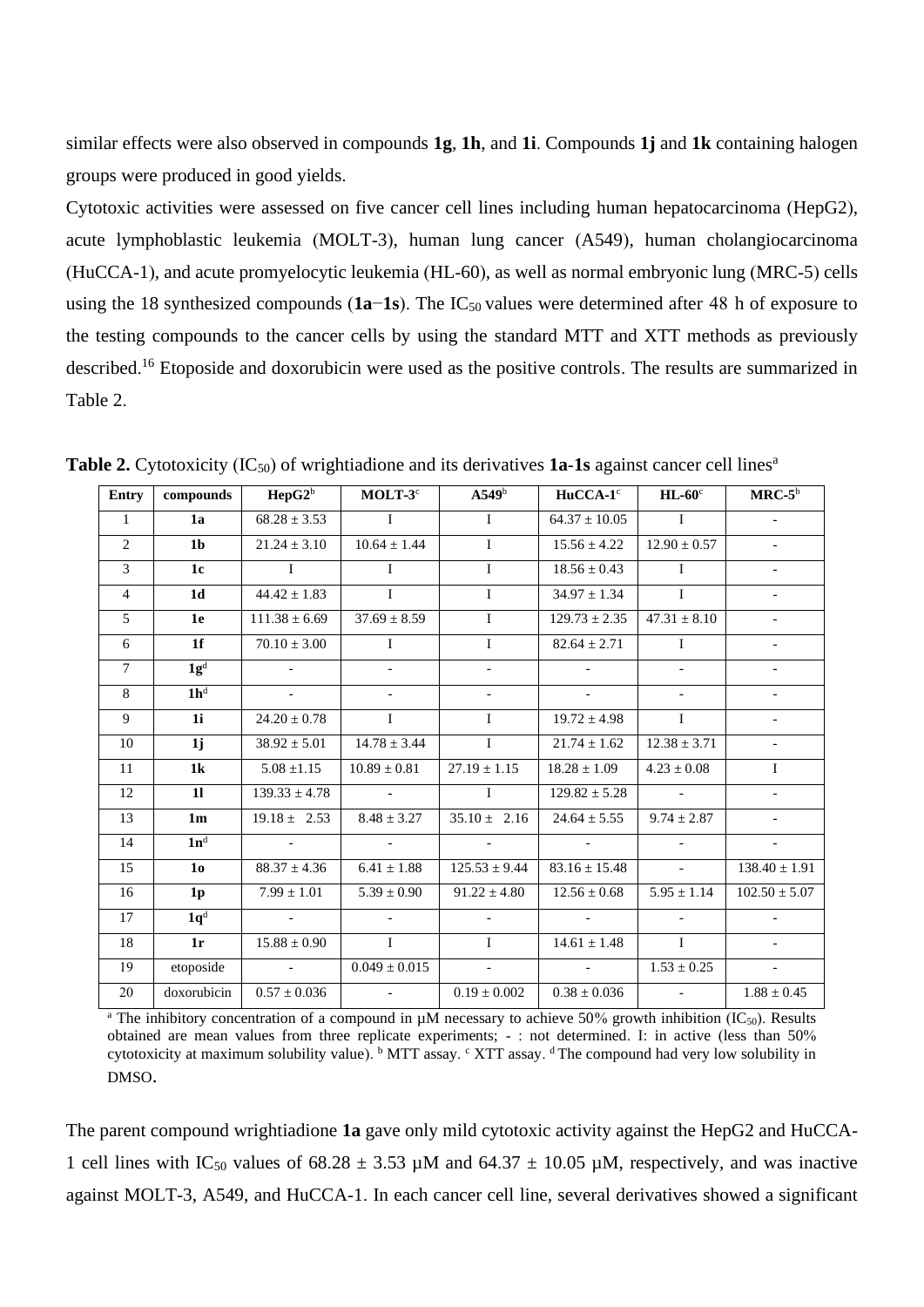similar effects were also observed in compounds **1g**, **1h**, and **1i**. Compounds **1j** and **1k** containing halogen groups were produced in good yields.

Cytotoxic activities were assessed on five cancer cell lines including human hepatocarcinoma (HepG2), acute lymphoblastic leukemia (MOLT-3), human lung cancer (A549), human cholangiocarcinoma (HuCCA-1), and acute promyelocytic leukemia (HL-60), as well as normal embryonic lung (MRC-5) cells using the 18 synthesized compounds (**1a**−**1s**). The $IC_{50}$ values were determined after 48 h of exposure to the testing compounds to the cancer cells by using the standard MTT and XTT methods as previously described.[16] Etoposide and doxorubicin were used as the positive controls. The results are summarized in Table 2.

**Table 2.** Cytotoxicity ($IC_{50}$) of wrightiadione and its derivatives **1a-1s** against cancer cell lines[a]

| Entry | compounds | HepG2[b] | MOLT-3[c] | A549[b] | HuCCA-1[c] | HL-60[c] | MRC-5[b] |
|---|---|---|---|---|---|---|---|
| 1 | **1a** | 68.28 ± 3.53 | I | I | 64.37 ± 10.05 | I | - |
| 2 | **1b** | 21.24 ± 3.10 | 10.64 ± 1.44 | I | 15.56 ± 4.22 | 12.90 ± 0.57 | - |
| 3 | **1c** | I | I | I | 18.56 ± 0.43 | I | - |
| 4 | **1d** | 44.42 ± 1.83 | I | I | 34.97 ± 1.34 | I | - |
| 5 | **1e** | 111.38 ± 6.69 | 37.69 ± 8.59 | I | 129.73 ± 2.35 | 47.31 ± 8.10 | - |
| 6 | **1f** | 70.10 ± 3.00 | I | I | 82.64 ± 2.71 | I | - |
| 7 | **1g**[d] | - | - | - | - | - | - |
| 8 | **1h**[d] | - | - | - | - | - | - |
| 9 | **1i** | 24.20 ± 0.78 | I | I | 19.72 ± 4.98 | I | - |
| 10 | **1j** | 38.92 ± 5.01 | 14.78 ± 3.44 | I | 21.74 ± 1.62 | 12.38 ± 3.71 | - |
| 11 | **1k** | 5.08 ±1.15 | 10.89 ± 0.81 | 27.19 ± 1.15 | 18.28 ± 1.09 | 4.23 ± 0.08 | I |
| 12 | **1l** | 139.33 ± 4.78 | - | I | 129.82 ± 5.28 | - | - |
| 13 | **1m** | 19.18 ± 2.53 | 8.48 ± 3.27 | 35.10 ± 2.16 | 24.64 ± 5.55 | 9.74 ± 2.87 | - |
| 14 | **1n**[d] | - | - | - | - | - | - |
| 15 | **1o** | 88.37 ± 4.36 | 6.41 ± 1.88 | 125.53 ± 9.44 | 83.16 ± 15.48 | - | 138.40 ± 1.91 |
| 16 | **1p** | 7.99 ± 1.01 | 5.39 ± 0.90 | 91.22 ± 4.80 | 12.56 ± 0.68 | 5.95 ± 1.14 | 102.50 ± 5.07 |
| 17 | **1q**[d] | - | - | - | - | - | - |
| 18 | **1r** | 15.88 ± 0.90 | I | I | 14.61 ± 1.48 | I | - |
| 19 | etoposide | - | 0.049 ± 0.015 | - | - | 1.53 ± 0.25 | - |
| 20 | doxorubicin | 0.57 ± 0.036 | - | 0.19 ± 0.002 | 0.38 ± 0.036 | - | 1.88 ± 0.45 |

[a] The inhibitory concentration of a compound in µM necessary to achieve 50% growth inhibition ($IC_{50}$). Results obtained are mean values from three replicate experiments; - : not determined. I: in active (less than 50% cytotoxicity at maximum solubility value). [b] MTT assay. [c] XTT assay. [d] The compound had very low solubility in DMSO.

The parent compound wrightiadione **1a** gave only mild cytotoxic activity against the HepG2 and HuCCA-1 cell lines with $IC_{50}$ values of 68.28 ± 3.53 µM and 64.37 ± 10.05 µM, respectively, and was inactive against MOLT-3, A549, and HuCCA-1. In each cancer cell line, several derivatives showed a significant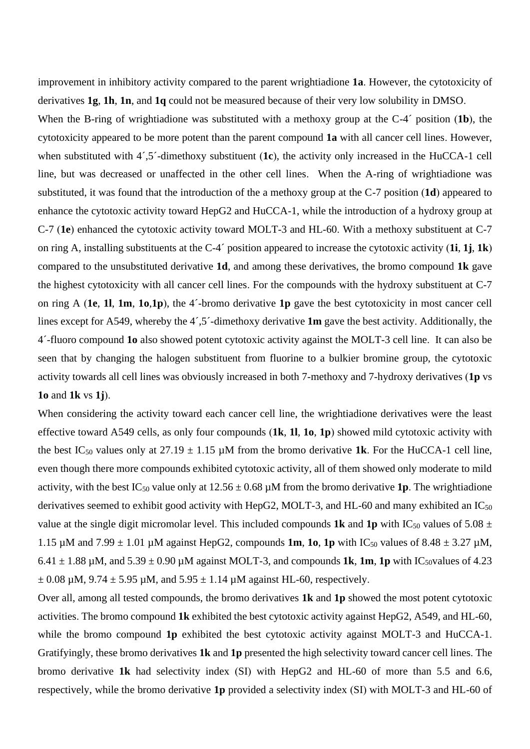improvement in inhibitory activity compared to the parent wrightiadione **1a**. However, the cytotoxicity of derivatives **1g**, **1h**, **1n**, and **1q** could not be measured because of their very low solubility in DMSO.

When the B-ring of wrightiadione was substituted with a methoxy group at the C-4´ position (**1b**), the cytotoxicity appeared to be more potent than the parent compound **1a** with all cancer cell lines. However, when substituted with 4´,5´-dimethoxy substituent (**1c**), the activity only increased in the HuCCA-1 cell line, but was decreased or unaffected in the other cell lines. When the A-ring of wrightiadione was substituted, it was found that the introduction of the a methoxy group at the C-7 position (**1d**) appeared to enhance the cytotoxic activity toward HepG2 and HuCCA-1, while the introduction of a hydroxy group at C-7 (**1e**) enhanced the cytotoxic activity toward MOLT-3 and HL-60. With a methoxy substituent at C-7 on ring A, installing substituents at the C-4´ position appeared to increase the cytotoxic activity (**1i**, **1j**, **1k**) compared to the unsubstituted derivative **1d**, and among these derivatives, the bromo compound **1k** gave the highest cytotoxicity with all cancer cell lines. For the compounds with the hydroxy substituent at C-7 on ring A (**1e**, **1l**, **1m**, **1o**,**1p**), the 4´-bromo derivative **1p** gave the best cytotoxicity in most cancer cell lines except for A549, whereby the 4´,5´-dimethoxy derivative **1m** gave the best activity. Additionally, the 4´-fluoro compound **1o** also showed potent cytotoxic activity against the MOLT-3 cell line. It can also be seen that by changing the halogen substituent from fluorine to a bulkier bromine group, the cytotoxic activity towards all cell lines was obviously increased in both 7-methoxy and 7-hydroxy derivatives (**1p** vs **1o** and **1k** vs **1j**).

When considering the activity toward each cancer cell line, the wrightiadione derivatives were the least effective toward A549 cells, as only four compounds (**1k**, **1l**, **1o**, **1p**) showed mild cytotoxic activity with the best $IC_{50}$ values only at 27.19 ± 1.15 µM from the bromo derivative **1k**. For the HuCCA-1 cell line, even though there more compounds exhibited cytotoxic activity, all of them showed only moderate to mild activity, with the best $IC_{50}$ value only at 12.56 ± 0.68 µM from the bromo derivative **1p**. The wrightiadione derivatives seemed to exhibit good activity with HepG2, MOLT-3, and HL-60 and many exhibited an $IC_{50}$ value at the single digit micromolar level. This included compounds **1k** and **1p** with $IC_{50}$ values of 5.08 ± 1.15 µM and 7.99 ± 1.01 µM against HepG2, compounds **1m**, **1o**, **1p** with $IC_{50}$ values of 8.48 ± 3.27 µM, 6.41 ± 1.88 µM, and 5.39 ± 0.90 µM against MOLT-3, and compounds **1k**, **1m**, **1p** with $IC_{50}$values of 4.23 ± 0.08 µM, 9.74 ± 5.95 µM, and 5.95 ± 1.14 µM against HL-60, respectively.

Over all, among all tested compounds, the bromo derivatives **1k** and **1p** showed the most potent cytotoxic activities. The bromo compound **1k** exhibited the best cytotoxic activity against HepG2, A549, and HL-60, while the bromo compound **1p** exhibited the best cytotoxic activity against MOLT-3 and HuCCA-1. Gratifyingly, these bromo derivatives **1k** and **1p** presented the high selectivity toward cancer cell lines. The bromo derivative **1k** had selectivity index (SI) with HepG2 and HL-60 of more than 5.5 and 6.6, respectively, while the bromo derivative **1p** provided a selectivity index (SI) with MOLT-3 and HL-60 of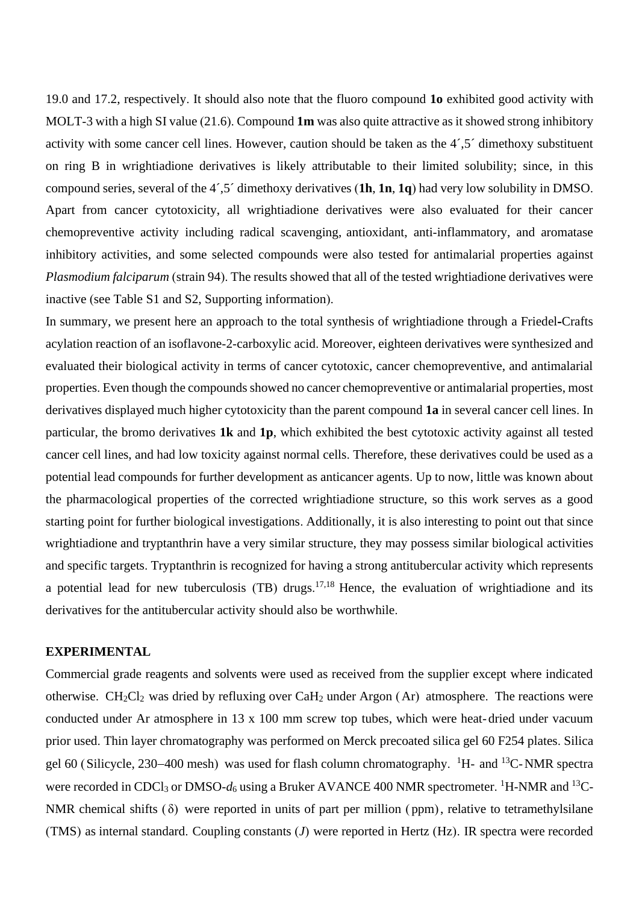19.0 and 17.2, respectively. It should also note that the fluoro compound **1o** exhibited good activity with MOLT-3 with a high SI value (21.6). Compound **1m** was also quite attractive as it showed strong inhibitory activity with some cancer cell lines. However, caution should be taken as the 4´,5´ dimethoxy substituent on ring B in wrightiadione derivatives is likely attributable to their limited solubility; since, in this compound series, several of the 4´,5´ dimethoxy derivatives (**1h**, **1n**, **1q**) had very low solubility in DMSO. Apart from cancer cytotoxicity, all wrightiadione derivatives were also evaluated for their cancer chemopreventive activity including radical scavenging, antioxidant, anti-inflammatory, and aromatase inhibitory activities, and some selected compounds were also tested for antimalarial properties against *Plasmodium falciparum* (strain 94). The results showed that all of the tested wrightiadione derivatives were inactive (see Table S1 and S2, Supporting information).

In summary, we present here an approach to the total synthesis of wrightiadione through a Friedel-Crafts acylation reaction of an isoflavone-2-carboxylic acid. Moreover, eighteen derivatives were synthesized and evaluated their biological activity in terms of cancer cytotoxic, cancer chemopreventive, and antimalarial properties. Even though the compounds showed no cancer chemopreventive or antimalarial properties, most derivatives displayed much higher cytotoxicity than the parent compound **1a** in several cancer cell lines. In particular, the bromo derivatives **1k** and **1p**, which exhibited the best cytotoxic activity against all tested cancer cell lines, and had low toxicity against normal cells. Therefore, these derivatives could be used as a potential lead compounds for further development as anticancer agents. Up to now, little was known about the pharmacological properties of the corrected wrightiadione structure, so this work serves as a good starting point for further biological investigations. Additionally, it is also interesting to point out that since wrightiadione and tryptanthrin have a very similar structure, they may possess similar biological activities and specific targets. Tryptanthrin is recognized for having a strong antitubercular activity which represents a potential lead for new tuberculosis (TB) drugs.[17,18] Hence, the evaluation of wrightiadione and its derivatives for the antitubercular activity should also be worthwhile.

## EXPERIMENTAL

Commercial grade reagents and solvents were used as received from the supplier except where indicated otherwise. $CH_2Cl_2$ was dried by refluxing over $CaH_2$ under Argon (Ar) atmosphere. The reactions were conducted under Ar atmosphere in 13 x 100 mm screw top tubes, which were heat-dried under vacuum prior used. Thin layer chromatography was performed on Merck precoated silica gel 60 F254 plates. Silica gel 60 (Silicycle, 230–400 mesh) was used for flash column chromatography. $^{1}H$- and $^{13}C$-NMR spectra were recorded in $CDCl_3$ or DMSO-$d_6$ using a Bruker AVANCE 400 NMR spectrometer. $^{1}H$-NMR and $^{13}C$-NMR chemical shifts ($\delta$) were reported in units of part per million (ppm), relative to tetramethylsilane (TMS) as internal standard. Coupling constants ($J$) were reported in Hertz (Hz). IR spectra were recorded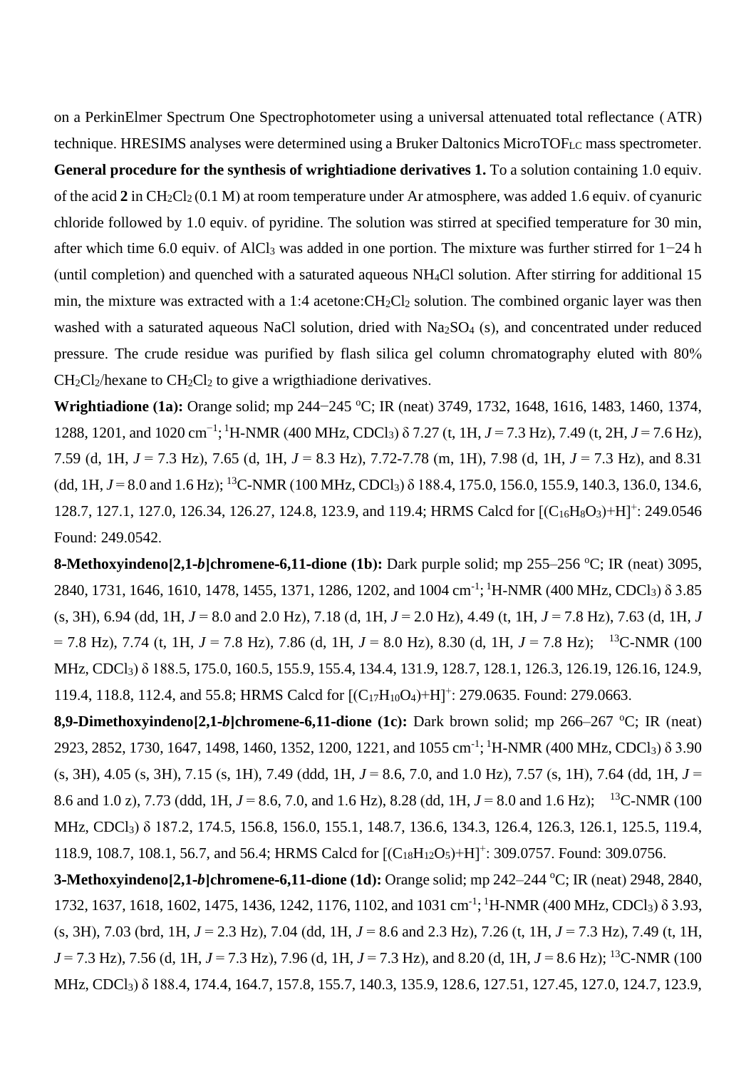on a PerkinElmer Spectrum One Spectrophotometer using a universal attenuated total reflectance (ATR) technique. HRESIMS analyses were determined using a Bruker Daltonics MicroTOF$_{LC}$ mass spectrometer.

**General procedure for the synthesis of wrightiadione derivatives 1.** To a solution containing 1.0 equiv. of the acid **2** in $CH_2Cl_2$ (0.1 M) at room temperature under Ar atmosphere, was added 1.6 equiv. of cyanuric chloride followed by 1.0 equiv. of pyridine. The solution was stirred at specified temperature for 30 min, after which time 6.0 equiv. of $AlCl_3$ was added in one portion. The mixture was further stirred for 1−24 h (until completion) and quenched with a saturated aqueous $NH_4Cl$ solution. After stirring for additional 15 min, the mixture was extracted with a 1:4 acetone:$CH_2Cl_2$ solution. The combined organic layer was then washed with a saturated aqueous NaCl solution, dried with $Na_2SO_4$ (s), and concentrated under reduced pressure. The crude residue was purified by flash silica gel column chromatography eluted with 80% $CH_2Cl_2$/hexane to $CH_2Cl_2$ to give a wrigthiadione derivatives.

**Wrightiadione (1a):** Orange solid; mp 244−245 °C; IR (neat) 3749, 1732, 1648, 1616, 1483, 1460, 1374, 1288, 1201, and 1020 cm$^{-1}$; $^{1}$H-NMR (400 MHz, $CDCl_3$) δ 7.27 (t, 1H, *J* = 7.3 Hz), 7.49 (t, 2H, *J* = 7.6 Hz), 7.59 (d, 1H, *J* = 7.3 Hz), 7.65 (d, 1H, *J* = 8.3 Hz), 7.72-7.78 (m, 1H), 7.98 (d, 1H, *J* = 7.3 Hz), and 8.31 (dd, 1H, *J* = 8.0 and 1.6 Hz); $^{13}$C-NMR (100 MHz, $CDCl_3$) δ 188.4, 175.0, 156.0, 155.9, 140.3, 136.0, 134.6, 128.7, 127.1, 127.0, 126.34, 126.27, 124.8, 123.9, and 119.4; HRMS Calcd for $[(C_{16}H_8O_3)+H]^+$: 249.0546 Found: 249.0542.

**8-Methoxyindeno[2,1-*b*]chromene-6,11-dione (1b):** Dark purple solid; mp 255–256 °C; IR (neat) 3095, 2840, 1731, 1646, 1610, 1478, 1455, 1371, 1286, 1202, and 1004 cm$^{-1}$; $^{1}$H-NMR (400 MHz, $CDCl_3$) δ 3.85 (s, 3H), 6.94 (dd, 1H, *J* = 8.0 and 2.0 Hz), 7.18 (d, 1H, *J* = 2.0 Hz), 4.49 (t, 1H, *J* = 7.8 Hz), 7.63 (d, 1H, *J* = 7.8 Hz), 7.74 (t, 1H, *J* = 7.8 Hz), 7.86 (d, 1H, *J* = 8.0 Hz), 8.30 (d, 1H, *J* = 7.8 Hz); $^{13}$C-NMR (100 MHz, $CDCl_3$) δ 188.5, 175.0, 160.5, 155.9, 155.4, 134.4, 131.9, 128.7, 128.1, 126.3, 126.19, 126.16, 124.9, 119.4, 118.8, 112.4, and 55.8; HRMS Calcd for $[(C_{17}H_{10}O_4)+H]^+$: 279.0635. Found: 279.0663.

**8,9-Dimethoxyindeno[2,1-*b*]chromene-6,11-dione (1c):** Dark brown solid; mp 266–267 °C; IR (neat) 2923, 2852, 1730, 1647, 1498, 1460, 1352, 1200, 1221, and 1055 cm$^{-1}$; $^{1}$H-NMR (400 MHz, $CDCl_3$) δ 3.90 (s, 3H), 4.05 (s, 3H), 7.15 (s, 1H), 7.49 (ddd, 1H, *J* = 8.6, 7.0, and 1.0 Hz), 7.57 (s, 1H), 7.64 (dd, 1H, *J* = 8.6 and 1.0 z), 7.73 (ddd, 1H, *J* = 8.6, 7.0, and 1.6 Hz), 8.28 (dd, 1H, *J* = 8.0 and 1.6 Hz); $^{13}$C-NMR (100 MHz, $CDCl_3$) δ 187.2, 174.5, 156.8, 156.0, 155.1, 148.7, 136.6, 134.3, 126.4, 126.3, 126.1, 125.5, 119.4, 118.9, 108.7, 108.1, 56.7, and 56.4; HRMS Calcd for $[(C_{18}H_{12}O_5)+H]^+$: 309.0757. Found: 309.0756.

**3-Methoxyindeno[2,1-*b*]chromene-6,11-dione (1d):** Orange solid; mp 242–244 °C; IR (neat) 2948, 2840, 1732, 1637, 1618, 1602, 1475, 1436, 1242, 1176, 1102, and 1031 cm$^{-1}$; $^{1}$H-NMR (400 MHz, $CDCl_3$) δ 3.93, (s, 3H), 7.03 (brd, 1H, *J* = 2.3 Hz), 7.04 (dd, 1H, *J* = 8.6 and 2.3 Hz), 7.26 (t, 1H, *J* = 7.3 Hz), 7.49 (t, 1H, *J* = 7.3 Hz), 7.56 (d, 1H, *J* = 7.3 Hz), 7.96 (d, 1H, *J* = 7.3 Hz), and 8.20 (d, 1H, *J* = 8.6 Hz); $^{13}$C-NMR (100 MHz, $CDCl_3$) δ 188.4, 174.4, 164.7, 157.8, 155.7, 140.3, 135.9, 128.6, 127.51, 127.45, 127.0, 124.7, 123.9,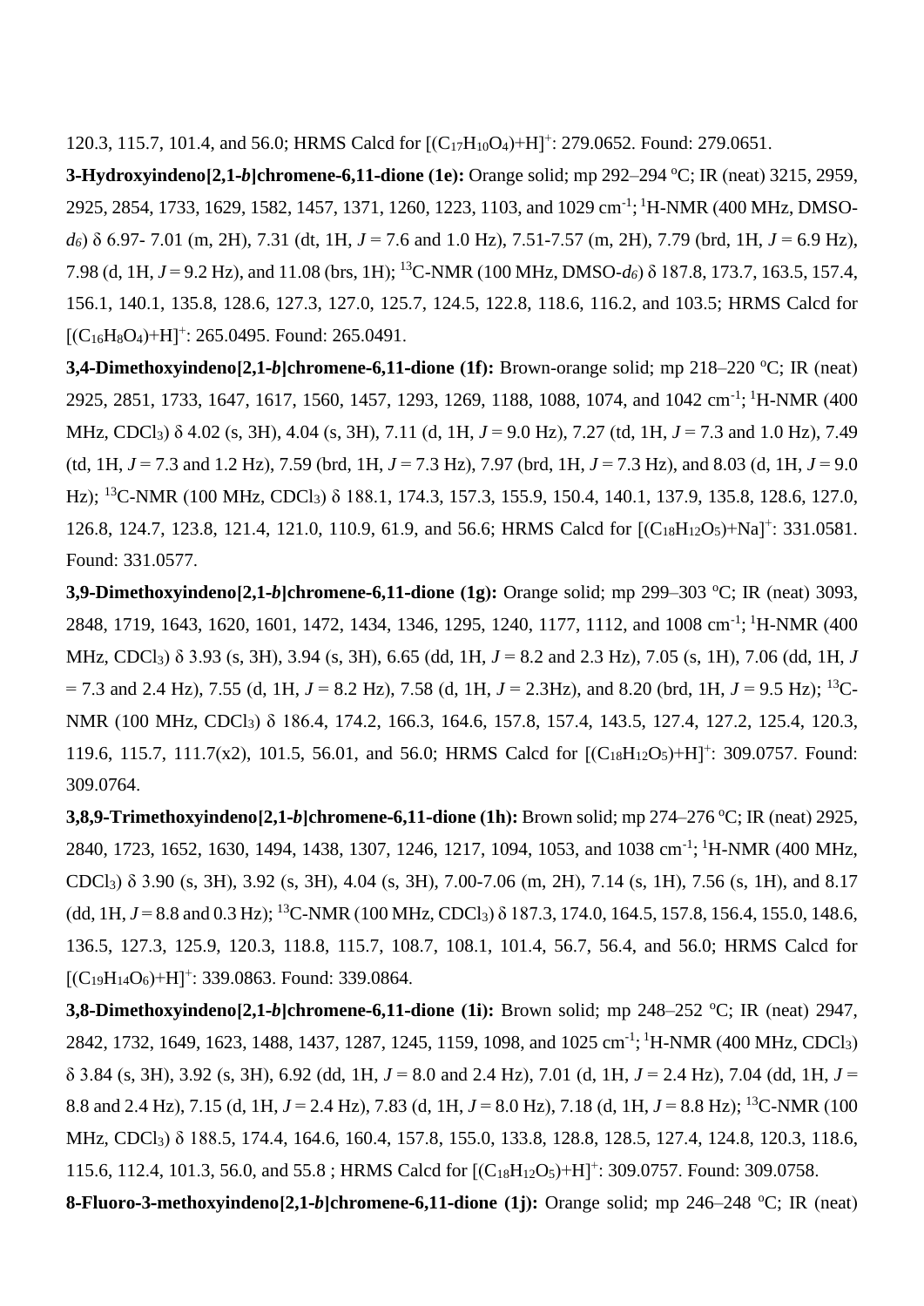120.3, 115.7, 101.4, and 56.0; HRMS Calcd for $[(C_{17}H_{10}O_4)+H]^+$: 279.0652. Found: 279.0651.

**3-Hydroxyindeno[2,1-*b*]chromene-6,11-dione (1e):** Orange solid; mp 292–294 °C; IR (neat) 3215, 2959, 2925, 2854, 1733, 1629, 1582, 1457, 1371, 1260, 1223, 1103, and 1029 $cm^{-1}$; $^1$H-NMR (400 MHz, DMSO-$d_6$) δ 6.97- 7.01 (m, 2H), 7.31 (dt, 1H, *J* = 7.6 and 1.0 Hz), 7.51-7.57 (m, 2H), 7.79 (brd, 1H, *J* = 6.9 Hz), 7.98 (d, 1H, *J* = 9.2 Hz), and 11.08 (brs, 1H); $^{13}$C-NMR (100 MHz, DMSO-$d_6$) δ 187.8, 173.7, 163.5, 157.4, 156.1, 140.1, 135.8, 128.6, 127.3, 127.0, 125.7, 124.5, 122.8, 118.6, 116.2, and 103.5; HRMS Calcd for $[(C_{16}H_8O_4)+H]^+$: 265.0495. Found: 265.0491.

**3,4-Dimethoxyindeno[2,1-*b*]chromene-6,11-dione (1f):** Brown-orange solid; mp 218–220 °C; IR (neat) 2925, 2851, 1733, 1647, 1617, 1560, 1457, 1293, 1269, 1188, 1088, 1074, and 1042 $cm^{-1}$; $^1$H-NMR (400 MHz, $CDCl_3$) δ 4.02 (s, 3H), 4.04 (s, 3H), 7.11 (d, 1H, *J* = 9.0 Hz), 7.27 (td, 1H, *J* = 7.3 and 1.0 Hz), 7.49 (td, 1H, *J* = 7.3 and 1.2 Hz), 7.59 (brd, 1H, *J* = 7.3 Hz), 7.97 (brd, 1H, *J* = 7.3 Hz), and 8.03 (d, 1H, *J* = 9.0 Hz); $^{13}$C-NMR (100 MHz, $CDCl_3$) δ 188.1, 174.3, 157.3, 155.9, 150.4, 140.1, 137.9, 135.8, 128.6, 127.0, 126.8, 124.7, 123.8, 121.4, 121.0, 110.9, 61.9, and 56.6; HRMS Calcd for $[(C_{18}H_{12}O_5)+Na]^+$: 331.0581. Found: 331.0577.

**3,9-Dimethoxyindeno[2,1-*b*]chromene-6,11-dione (1g):** Orange solid; mp 299–303 °C; IR (neat) 3093, 2848, 1719, 1643, 1620, 1601, 1472, 1434, 1346, 1295, 1240, 1177, 1112, and 1008 $cm^{-1}$; $^1$H-NMR (400 MHz, $CDCl_3$) δ 3.93 (s, 3H), 3.94 (s, 3H), 6.65 (dd, 1H, *J* = 8.2 and 2.3 Hz), 7.05 (s, 1H), 7.06 (dd, 1H, *J* = 7.3 and 2.4 Hz), 7.55 (d, 1H, *J* = 8.2 Hz), 7.58 (d, 1H, *J* = 2.3Hz), and 8.20 (brd, 1H, *J* = 9.5 Hz); $^{13}$C-NMR (100 MHz, $CDCl_3$) δ 186.4, 174.2, 166.3, 164.6, 157.8, 157.4, 143.5, 127.4, 127.2, 125.4, 120.3, 119.6, 115.7, 111.7(x2), 101.5, 56.01, and 56.0; HRMS Calcd for $[(C_{18}H_{12}O_5)+H]^+$: 309.0757. Found: 309.0764.

**3,8,9-Trimethoxyindeno[2,1-*b*]chromene-6,11-dione (1h):** Brown solid; mp 274–276 °C; IR (neat) 2925, 2840, 1723, 1652, 1630, 1494, 1438, 1307, 1246, 1217, 1094, 1053, and 1038 $cm^{-1}$; $^1$H-NMR (400 MHz, $CDCl_3$) δ 3.90 (s, 3H), 3.92 (s, 3H), 4.04 (s, 3H), 7.00-7.06 (m, 2H), 7.14 (s, 1H), 7.56 (s, 1H), and 8.17 (dd, 1H, *J* = 8.8 and 0.3 Hz); $^{13}$C-NMR (100 MHz, $CDCl_3$) δ 187.3, 174.0, 164.5, 157.8, 156.4, 155.0, 148.6, 136.5, 127.3, 125.9, 120.3, 118.8, 115.7, 108.7, 108.1, 101.4, 56.7, 56.4, and 56.0; HRMS Calcd for $[(C_{19}H_{14}O_6)+H]^+$: 339.0863. Found: 339.0864.

**3,8-Dimethoxyindeno[2,1-*b*]chromene-6,11-dione (1i):** Brown solid; mp 248–252 °C; IR (neat) 2947, 2842, 1732, 1649, 1623, 1488, 1437, 1287, 1245, 1159, 1098, and 1025 $cm^{-1}$; $^1$H-NMR (400 MHz, $CDCl_3$) δ 3.84 (s, 3H), 3.92 (s, 3H), 6.92 (dd, 1H, *J* = 8.0 and 2.4 Hz), 7.01 (d, 1H, *J* = 2.4 Hz), 7.04 (dd, 1H, *J* = 8.8 and 2.4 Hz), 7.15 (d, 1H, *J* = 2.4 Hz), 7.83 (d, 1H, *J* = 8.0 Hz), 7.18 (d, 1H, *J* = 8.8 Hz); $^{13}$C-NMR (100 MHz, $CDCl_3$) δ 188.5, 174.4, 164.6, 160.4, 157.8, 155.0, 133.8, 128.8, 128.5, 127.4, 124.8, 120.3, 118.6, 115.6, 112.4, 101.3, 56.0, and 55.8 ; HRMS Calcd for $[(C_{18}H_{12}O_5)+H]^+$: 309.0757. Found: 309.0758.

**8-Fluoro-3-methoxyindeno[2,1-*b*]chromene-6,11-dione (1j):** Orange solid; mp 246–248 °C; IR (neat)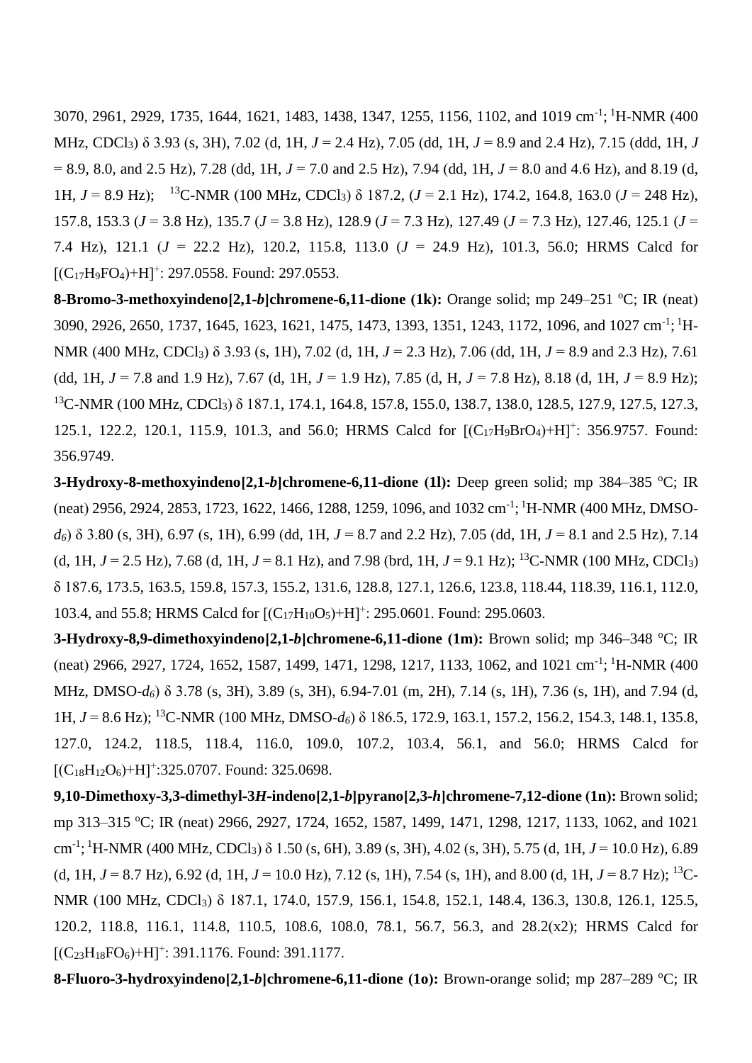3070, 2961, 2929, 1735, 1644, 1621, 1483, 1438, 1347, 1255, 1156, 1102, and 1019 cm$^{-1}$; $^{1}$H-NMR (400 MHz, $CDCl_3$) δ 3.93 (s, 3H), 7.02 (d, 1H, *J* = 2.4 Hz), 7.05 (dd, 1H, *J* = 8.9 and 2.4 Hz), 7.15 (ddd, 1H, *J* = 8.9, 8.0, and 2.5 Hz), 7.28 (dd, 1H, *J* = 7.0 and 2.5 Hz), 7.94 (dd, 1H, *J* = 8.0 and 4.6 Hz), and 8.19 (d, 1H, *J* = 8.9 Hz); $^{13}$C-NMR (100 MHz, $CDCl_3$) δ 187.2, (*J* = 2.1 Hz), 174.2, 164.8, 163.0 (*J* = 248 Hz), 157.8, 153.3 (*J* = 3.8 Hz), 135.7 (*J* = 3.8 Hz), 128.9 (*J* = 7.3 Hz), 127.49 (*J* = 7.3 Hz), 127.46, 125.1 (*J* = 7.4 Hz), 121.1 (*J* = 22.2 Hz), 120.2, 115.8, 113.0 (*J* = 24.9 Hz), 101.3, 56.0; HRMS Calcd for $[(C_{17}H_9FO_4)+H]^+$: 297.0558. Found: 297.0553.

**8-Bromo-3-methoxyindeno[2,1-*b*]chromene-6,11-dione (1k):** Orange solid; mp 249–251 °C; IR (neat) 3090, 2926, 2650, 1737, 1645, 1623, 1621, 1475, 1473, 1393, 1351, 1243, 1172, 1096, and 1027 cm$^{-1}$; $^{1}$H-NMR (400 MHz, $CDCl_3$) δ 3.93 (s, 1H), 7.02 (d, 1H, *J* = 2.3 Hz), 7.06 (dd, 1H, *J* = 8.9 and 2.3 Hz), 7.61 (dd, 1H, *J* = 7.8 and 1.9 Hz), 7.67 (d, 1H, *J* = 1.9 Hz), 7.85 (d, H, *J* = 7.8 Hz), 8.18 (d, 1H, *J* = 8.9 Hz); $^{13}$C-NMR (100 MHz, $CDCl_3$) δ 187.1, 174.1, 164.8, 157.8, 155.0, 138.7, 138.0, 128.5, 127.9, 127.5, 127.3, 125.1, 122.2, 120.1, 115.9, 101.3, and 56.0; HRMS Calcd for $[(C_{17}H_9BrO_4)+H]^+$: 356.9757. Found: 356.9749.

**3-Hydroxy-8-methoxyindeno[2,1-*b*]chromene-6,11-dione (1l):** Deep green solid; mp 384–385 °C; IR (neat) 2956, 2924, 2853, 1723, 1622, 1466, 1288, 1259, 1096, and 1032 cm$^{-1}$; $^{1}$H-NMR (400 MHz, DMSO-*d$_6$*) δ 3.80 (s, 3H), 6.97 (s, 1H), 6.99 (dd, 1H, *J* = 8.7 and 2.2 Hz), 7.05 (dd, 1H, *J* = 8.1 and 2.5 Hz), 7.14 (d, 1H, *J* = 2.5 Hz), 7.68 (d, 1H, *J* = 8.1 Hz), and 7.98 (brd, 1H, *J* = 9.1 Hz); $^{13}$C-NMR (100 MHz, $CDCl_3$) δ 187.6, 173.5, 163.5, 159.8, 157.3, 155.2, 131.6, 128.8, 127.1, 126.6, 123.8, 118.44, 118.39, 116.1, 112.0, 103.4, and 55.8; HRMS Calcd for $[(C_{17}H_{10}O_5)+H]^+$: 295.0601. Found: 295.0603.

**3-Hydroxy-8,9-dimethoxyindeno[2,1-*b*]chromene-6,11-dione (1m):** Brown solid; mp 346–348 °C; IR (neat) 2966, 2927, 1724, 1652, 1587, 1499, 1471, 1298, 1217, 1133, 1062, and 1021 cm$^{-1}$; $^{1}$H-NMR (400 MHz, DMSO-*d$_6$*) δ 3.78 (s, 3H), 3.89 (s, 3H), 6.94-7.01 (m, 2H), 7.14 (s, 1H), 7.36 (s, 1H), and 7.94 (d, 1H, *J* = 8.6 Hz); $^{13}$C-NMR (100 MHz, DMSO-*d$_6$*) δ 186.5, 172.9, 163.1, 157.2, 156.2, 154.3, 148.1, 135.8, 127.0, 124.2, 118.5, 118.4, 116.0, 109.0, 107.2, 103.4, 56.1, and 56.0; HRMS Calcd for $[(C_{18}H_{12}O_6)+H]^+$:325.0707. Found: 325.0698.

**9,10-Dimethoxy-3,3-dimethyl-3*H*-indeno[2,1-*b*]pyrano[2,3-*h*]chromene-7,12-dione (1n):** Brown solid; mp 313–315 °C; IR (neat) 2966, 2927, 1724, 1652, 1587, 1499, 1471, 1298, 1217, 1133, 1062, and 1021 cm$^{-1}$; $^{1}$H-NMR (400 MHz, $CDCl_3$) δ 1.50 (s, 6H), 3.89 (s, 3H), 4.02 (s, 3H), 5.75 (d, 1H, *J* = 10.0 Hz), 6.89 (d, 1H, *J* = 8.7 Hz), 6.92 (d, 1H, *J* = 10.0 Hz), 7.12 (s, 1H), 7.54 (s, 1H), and 8.00 (d, 1H, *J* = 8.7 Hz); $^{13}$C-NMR (100 MHz, $CDCl_3$) δ 187.1, 174.0, 157.9, 156.1, 154.8, 152.1, 148.4, 136.3, 130.8, 126.1, 125.5, 120.2, 118.8, 116.1, 114.8, 110.5, 108.6, 108.0, 78.1, 56.7, 56.3, and 28.2(x2); HRMS Calcd for $[(C_{23}H_{18}FO_6)+H]^+$: 391.1176. Found: 391.1177.

**8-Fluoro-3-hydroxyindeno[2,1-*b*]chromene-6,11-dione (1o):** Brown-orange solid; mp 287–289 °C; IR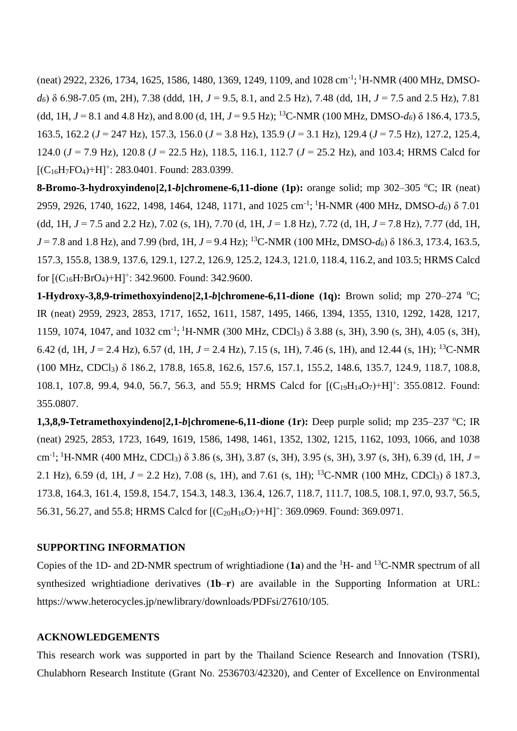(neat) 2922, 2326, 1734, 1625, 1586, 1480, 1369, 1249, 1109, and 1028 $cm^{-1}$; $^{1}$H-NMR (400 MHz, DMSO-$d_6$) δ 6.98-7.05 (m, 2H), 7.38 (ddd, 1H, *J* = 9.5, 8.1, and 2.5 Hz), 7.48 (dd, 1H, *J* = 7.5 and 2.5 Hz), 7.81 (dd, 1H, *J* = 8.1 and 4.8 Hz), and 8.00 (d, 1H, *J* = 9.5 Hz); $^{13}$C-NMR (100 MHz, DMSO-$d_6$) δ 186.4, 173.5, 163.5, 162.2 (*J* = 247 Hz), 157.3, 156.0 (*J* = 3.8 Hz), 135.9 (*J* = 3.1 Hz), 129.4 (*J* = 7.5 Hz), 127.2, 125.4, 124.0 (*J* = 7.9 Hz), 120.8 (*J* = 22.5 Hz), 118.5, 116.1, 112.7 (*J* = 25.2 Hz), and 103.4; HRMS Calcd for $[(C_{16}H_7FO_4)+H]^+$: 283.0401. Found: 283.0399.

**8-Bromo-3-hydroxyindeno[2,1-*b*]chromene-6,11-dione (1p):** orange solid; mp 302–305 °C; IR (neat) 2959, 2926, 1740, 1622, 1498, 1464, 1248, 1171, and 1025 $cm^{-1}$; $^{1}$H-NMR (400 MHz, DMSO-$d_6$) δ 7.01 (dd, 1H, *J* = 7.5 and 2.2 Hz), 7.02 (s, 1H), 7.70 (d, 1H, *J* = 1.8 Hz), 7.72 (d, 1H, *J* = 7.8 Hz), 7.77 (dd, 1H, *J* = 7.8 and 1.8 Hz), and 7.99 (brd, 1H, *J* = 9.4 Hz); $^{13}$C-NMR (100 MHz, DMSO-$d_6$) δ 186.3, 173.4, 163.5, 157.3, 155.8, 138.9, 137.6, 129.1, 127.2, 126.9, 125.2, 124.3, 121.0, 118.4, 116.2, and 103.5; HRMS Calcd for $[(C_{16}H_7BrO_4)+H]^+$: 342.9600. Found: 342.9600.

**1-Hydroxy-3,8,9-trimethoxyindeno[2,1-*b*]chromene-6,11-dione (1q):** Brown solid; mp 270–274 °C; IR (neat) 2959, 2923, 2853, 1717, 1652, 1611, 1587, 1495, 1466, 1394, 1355, 1310, 1292, 1428, 1217, 1159, 1074, 1047, and 1032 $cm^{-1}$; $^{1}$H-NMR (300 MHz, $CDCl_3$) δ 3.88 (s, 3H), 3.90 (s, 3H), 4.05 (s, 3H), 6.42 (d, 1H, *J* = 2.4 Hz), 6.57 (d, 1H, *J* = 2.4 Hz), 7.15 (s, 1H), 7.46 (s, 1H), and 12.44 (s, 1H); $^{13}$C-NMR (100 MHz, $CDCl_3$) δ 186.2, 178.8, 165.8, 162.6, 157.6, 157.1, 155.2, 148.6, 135.7, 124.9, 118.7, 108.8, 108.1, 107.8, 99.4, 94.0, 56.7, 56.3, and 55.9; HRMS Calcd for $[(C_{19}H_{14}O_7)+H]^+$: 355.0812. Found: 355.0807.

**1,3,8,9-Tetramethoxyindeno[2,1-*b*]chromene-6,11-dione (1r):** Deep purple solid; mp 235–237 °C; IR (neat) 2925, 2853, 1723, 1649, 1619, 1586, 1498, 1461, 1352, 1302, 1215, 1162, 1093, 1066, and 1038 $cm^{-1}$; $^{1}$H-NMR (400 MHz, $CDCl_3$) δ 3.86 (s, 3H), 3.87 (s, 3H), 3.95 (s, 3H), 3.97 (s, 3H), 6.39 (d, 1H, *J* = 2.1 Hz), 6.59 (d, 1H, *J* = 2.2 Hz), 7.08 (s, 1H), and 7.61 (s, 1H); $^{13}$C-NMR (100 MHz, $CDCl_3$) δ 187.3, 173.8, 164.3, 161.4, 159.8, 154.7, 154.3, 148.3, 136.4, 126.7, 118.7, 111.7, 108.5, 108.1, 97.0, 93.7, 56.5, 56.31, 56.27, and 55.8; HRMS Calcd for $[(C_{20}H_{16}O_7)+H]^+$: 369.0969. Found: 369.0971.

## SUPPORTING INFORMATION

Copies of the 1D- and 2D-NMR spectrum of wrightiadione (**1a**) and the $^{1}$H- and $^{13}$C-NMR spectrum of all synthesized wrightiadione derivatives (**1b**–**r**) are available in the Supporting Information at URL: https://www.heterocycles.jp/newlibrary/downloads/PDFsi/27610/105.

## ACKNOWLEDGEMENTS

This research work was supported in part by the Thailand Science Research and Innovation (TSRI), Chulabhorn Research Institute (Grant No. 2536703/42320), and Center of Excellence on Environmental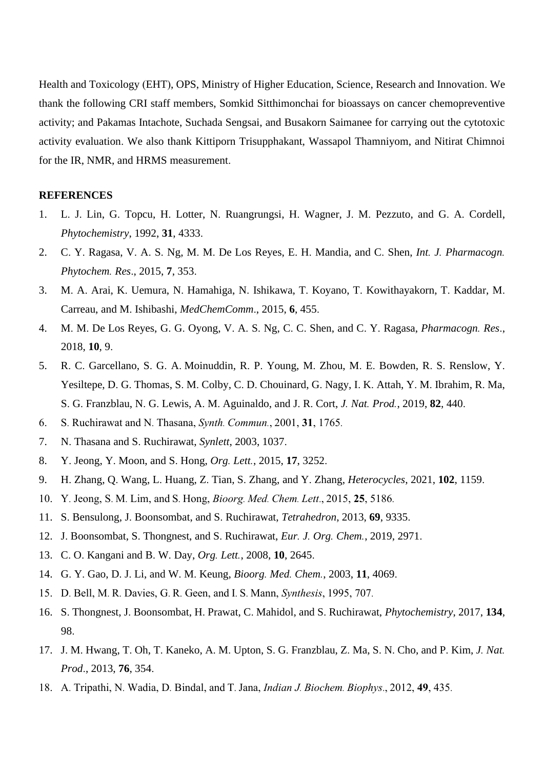Health and Toxicology (EHT), OPS, Ministry of Higher Education, Science, Research and Innovation. We thank the following CRI staff members, Somkid Sitthimonchai for bioassays on cancer chemopreventive activity; and Pakamas Intachote, Suchada Sengsai, and Busakorn Saimanee for carrying out the cytotoxic activity evaluation. We also thank Kittiporn Trisupphakant, Wassapol Thamniyom, and Nitirat Chimnoi for the IR, NMR, and HRMS measurement.

## REFERENCES

1. L. J. Lin, G. Topcu, H. Lotter, N. Ruangrungsi, H. Wagner, J. M. Pezzuto, and G. A. Cordell, *Phytochemistry*, 1992, **31**, 4333.
2. C. Y. Ragasa, V. A. S. Ng, M. M. De Los Reyes, E. H. Mandia, and C. Shen, *Int. J. Pharmacogn. Phytochem. Res*., 2015, **7**, 353.
3. M. A. Arai, K. Uemura, N. Hamahiga, N. Ishikawa, T. Koyano, T. Kowithayakorn, T. Kaddar, M. Carreau, and M. Ishibashi, *MedChemComm*., 2015, **6**, 455.
4. M. M. De Los Reyes, G. G. Oyong, V. A. S. Ng, C. C. Shen, and C. Y. Ragasa, *Pharmacogn. Res*., 2018, **10**, 9.
5. R. C. Garcellano, S. G. A. Moinuddin, R. P. Young, M. Zhou, M. E. Bowden, R. S. Renslow, Y. Yesiltepe, D. G. Thomas, S. M. Colby, C. D. Chouinard, G. Nagy, I. K. Attah, Y. M. Ibrahim, R. Ma, S. G. Franzblau, N. G. Lewis, A. M. Aguinaldo, and J. R. Cort, *J. Nat. Prod.*, 2019, **82**, 440.
6. S. Ruchirawat and N. Thasana, *Synth. Commun.*, 2001, **31**, 1765.
7. N. Thasana and S. Ruchirawat, *Synlett*, 2003, 1037.
8. Y. Jeong, Y. Moon, and S. Hong, *Org. Lett.*, 2015, **17**, 3252.
9. H. Zhang, Q. Wang, L. Huang, Z. Tian, S. Zhang, and Y. Zhang, *Heterocycles*, 2021, **102**, 1159.
10. Y. Jeong, S. M. Lim, and S. Hong, *Bioorg. Med. Chem. Lett*., 2015, **25**, 5186.
11. S. Bensulong, J. Boonsombat, and S. Ruchirawat, *Tetrahedron*, 2013, **69**, 9335.
12. J. Boonsombat, S. Thongnest, and S. Ruchirawat, *Eur. J. Org. Chem.*, 2019, 2971.
13. C. O. Kangani and B. W. Day, *Org. Lett.*, 2008, **10**, 2645.
14. G. Y. Gao, D. J. Li, and W. M. Keung, *Bioorg. Med. Chem.*, 2003, **11**, 4069.
15. D. Bell, M. R. Davies, G. R. Geen, and I. S. Mann, *Synthesis*, 1995, 707.
16. S. Thongnest, J. Boonsombat, H. Prawat, C. Mahidol, and S. Ruchirawat, *Phytochemistry*, 2017, **134**, 98.
17. J. M. Hwang, T. Oh, T. Kaneko, A. M. Upton, S. G. Franzblau, Z. Ma, S. N. Cho, and P. Kim, *J. Nat. Prod*., 2013, **76**, 354.
18. A. Tripathi, N. Wadia, D. Bindal, and T. Jana, *Indian J. Biochem. Biophys*., 2012, **49**, 435.